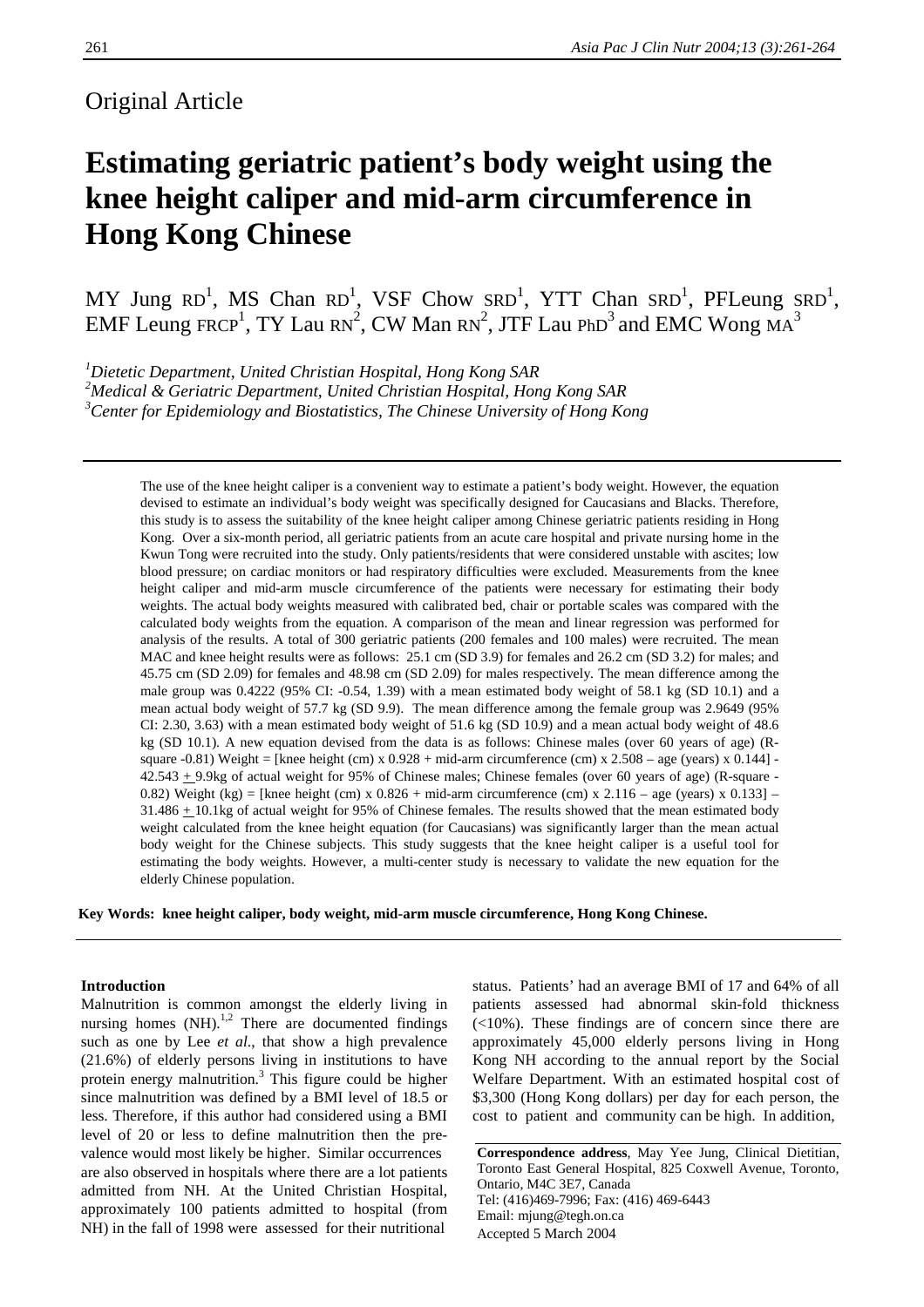Original Article

# Estimating geriatric patient's body weight using the knee height caliper and mid-arm circumference in Hong Kong Chinese

MY Jung RD[1], MS Chan RD[1], VSF Chow SRD[1], YTT Chan SRD[1], PFLeung SRD[1], EMF Leung FRCP[1], TY Lau RN[2], CW Man RN[2], JTF Lau PhD[3] and EMC Wong MA[3]

[1]*Dietetic Department, United Christian Hospital, Hong Kong SAR*
[2]*Medical & Geriatric Department, United Christian Hospital, Hong Kong SAR*
[3]*Center for Epidemiology and Biostatistics, The Chinese University of Hong Kong*

The use of the knee height caliper is a convenient way to estimate a patient's body weight. However, the equation devised to estimate an individual's body weight was specifically designed for Caucasians and Blacks. Therefore, this study is to assess the suitability of the knee height caliper among Chinese geriatric patients residing in Hong Kong. Over a six-month period, all geriatric patients from an acute care hospital and private nursing home in the Kwun Tong were recruited into the study. Only patients/residents that were considered unstable with ascites; low blood pressure; on cardiac monitors or had respiratory difficulties were excluded. Measurements from the knee height caliper and mid-arm muscle circumference of the patients were necessary for estimating their body weights. The actual body weights measured with calibrated bed, chair or portable scales was compared with the calculated body weights from the equation. A comparison of the mean and linear regression was performed for analysis of the results. A total of 300 geriatric patients (200 females and 100 males) were recruited. The mean MAC and knee height results were as follows: 25.1 cm (SD 3.9) for females and 26.2 cm (SD 3.2) for males; and 45.75 cm (SD 2.09) for females and 48.98 cm (SD 2.09) for males respectively. The mean difference among the male group was 0.4222 (95% CI: -0.54, 1.39) with a mean estimated body weight of 58.1 kg (SD 10.1) and a mean actual body weight of 57.7 kg (SD 9.9). The mean difference among the female group was 2.9649 (95% CI: 2.30, 3.63) with a mean estimated body weight of 51.6 kg (SD 10.9) and a mean actual body weight of 48.6 kg (SD 10.1). A new equation devised from the data is as follows: Chinese males (over 60 years of age) (R-square -0.81) Weight = [knee height (cm) x 0.928 + mid-arm circumference (cm) x 2.508 – age (years) x 0.144] - 42.543 ± 9.9kg of actual weight for 95% of Chinese males; Chinese females (over 60 years of age) (R-square - 0.82) Weight (kg) = [knee height (cm) x 0.826 + mid-arm circumference (cm) x 2.116 – age (years) x 0.133] – 31.486 ± 10.1kg of actual weight for 95% of Chinese females. The results showed that the mean estimated body weight calculated from the knee height equation (for Caucasians) was significantly larger than the mean actual body weight for the Chinese subjects. This study suggests that the knee height caliper is a useful tool for estimating the body weights. However, a multi-center study is necessary to validate the new equation for the elderly Chinese population.

**Key Words: knee height caliper, body weight, mid-arm muscle circumference, Hong Kong Chinese.**

#### Introduction

Malnutrition is common amongst the elderly living in nursing homes (NH).[1,2] There are documented findings such as one by Lee *et al*., that show a high prevalence (21.6%) of elderly persons living in institutions to have protein energy malnutrition.[3] This figure could be higher since malnutrition was defined by a BMI level of 18.5 or less. Therefore, if this author had considered using a BMI level of 20 or less to define malnutrition then the prevalence would most likely be higher. Similar occurrences are also observed in hospitals where there are a lot patients admitted from NH. At the United Christian Hospital, approximately 100 patients admitted to hospital (from NH) in the fall of 1998 were assessed for their nutritional status. Patients' had an average BMI of 17 and 64% of all patients assessed had abnormal skin-fold thickness (<10%). These findings are of concern since there are approximately 45,000 elderly persons living in Hong Kong NH according to the annual report by the Social Welfare Department. With an estimated hospital cost of $3,300 (Hong Kong dollars) per day for each person, the cost to patient and community can be high. In addition,

**Correspondence address**, May Yee Jung, Clinical Dietitian, Toronto East General Hospital, 825 Coxwell Avenue, Toronto, Ontario, M4C 3E7, Canada
Tel: (416)469-7996; Fax: (416) 469-6443
Email: mjung@tegh.on.ca
Accepted 5 March 2004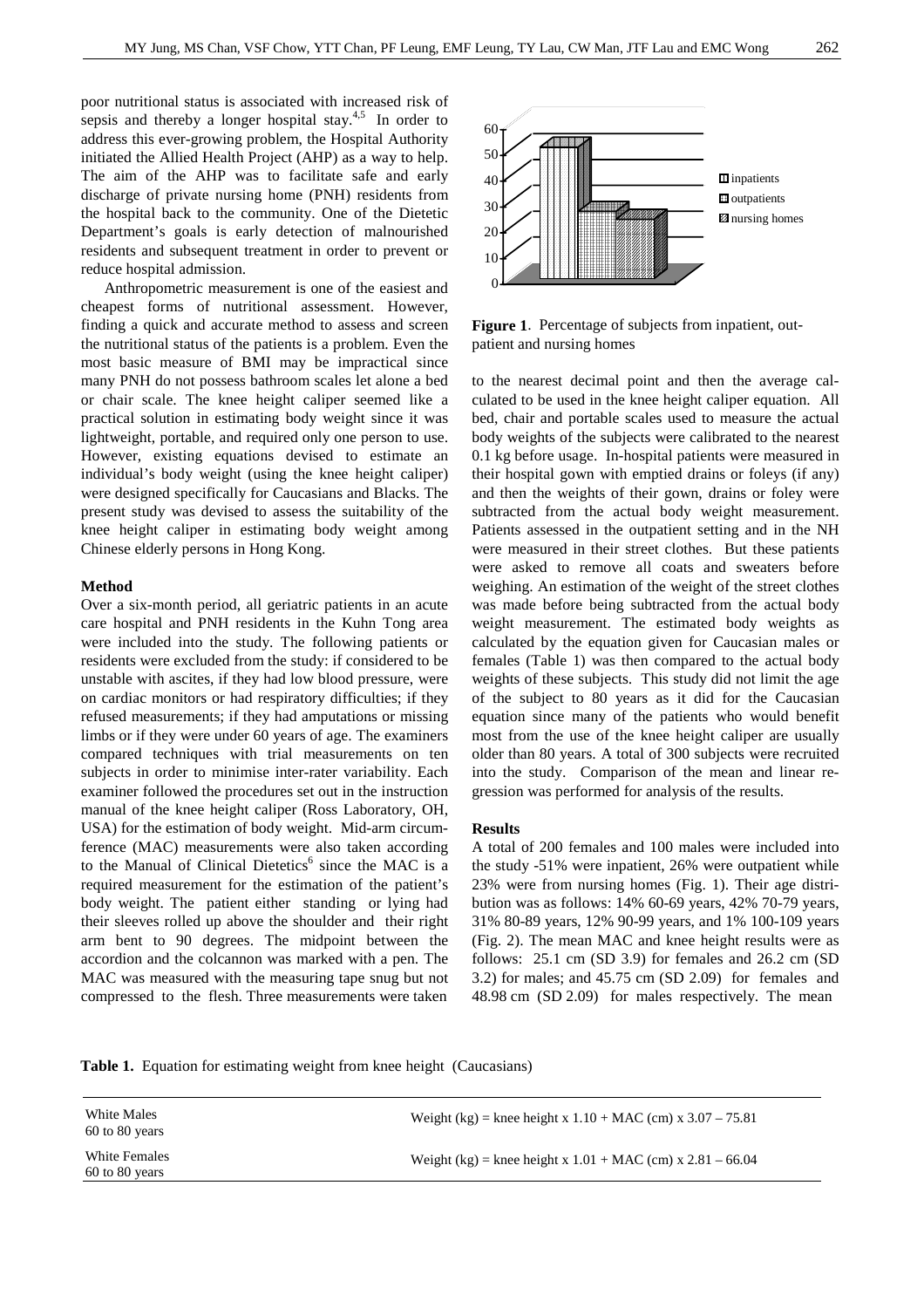poor nutritional status is associated with increased risk of sepsis and thereby a longer hospital stay.[4,5] In order to address this ever-growing problem, the Hospital Authority initiated the Allied Health Project (AHP) as a way to help. The aim of the AHP was to facilitate safe and early discharge of private nursing home (PNH) residents from the hospital back to the community. One of the Dietetic Department's goals is early detection of malnourished residents and subsequent treatment in order to prevent or reduce hospital admission.

Anthropometric measurement is one of the easiest and cheapest forms of nutritional assessment. However, finding a quick and accurate method to assess and screen the nutritional status of the patients is a problem. Even the most basic measure of BMI may be impractical since many PNH do not possess bathroom scales let alone a bed or chair scale. The knee height caliper seemed like a practical solution in estimating body weight since it was lightweight, portable, and required only one person to use. However, existing equations devised to estimate an individual's body weight (using the knee height caliper) were designed specifically for Caucasians and Blacks. The present study was devised to assess the suitability of the knee height caliper in estimating body weight among Chinese elderly persons in Hong Kong.

**Method**

Over a six-month period, all geriatric patients in an acute care hospital and PNH residents in the Kuhn Tong area were included into the study. The following patients or residents were excluded from the study: if considered to be unstable with ascites, if they had low blood pressure, were on cardiac monitors or had respiratory difficulties; if they refused measurements; if they had amputations or missing limbs or if they were under 60 years of age. The examiners compared techniques with trial measurements on ten subjects in order to minimise inter-rater variability. Each examiner followed the procedures set out in the instruction manual of the knee height caliper (Ross Laboratory, OH, USA) for the estimation of body weight. Mid-arm circumference (MAC) measurements were also taken according to the Manual of Clinical Dietetics[6] since the MAC is a required measurement for the estimation of the patient's body weight. The patient either standing or lying had their sleeves rolled up above the shoulder and their right arm bent to 90 degrees. The midpoint between the accordion and the colcannon was marked with a pen. The MAC was measured with the measuring tape snug but not compressed to the flesh. Three measurements were taken

| | Percentage |
|---|---|
| inpatients | 51 |
| outpatients | 26 |
| nursing homes | 23 |

**Figure 1**. Percentage of subjects from inpatient, outpatient and nursing homes

to the nearest decimal point and then the average calculated to be used in the knee height caliper equation. All bed, chair and portable scales used to measure the actual body weights of the subjects were calibrated to the nearest 0.1 kg before usage. In-hospital patients were measured in their hospital gown with emptied drains or foleys (if any) and then the weights of their gown, drains or foley were subtracted from the actual body weight measurement. Patients assessed in the outpatient setting and in the NH were measured in their street clothes. But these patients were asked to remove all coats and sweaters before weighing. An estimation of the weight of the street clothes was made before being subtracted from the actual body weight measurement. The estimated body weights as calculated by the equation given for Caucasian males or females (Table 1) was then compared to the actual body weights of these subjects. This study did not limit the age of the subject to 80 years as it did for the Caucasian equation since many of the patients who would benefit most from the use of the knee height caliper are usually older than 80 years. A total of 300 subjects were recruited into the study. Comparison of the mean and linear regression was performed for analysis of the results.

**Results**

A total of 200 females and 100 males were included into the study -51% were inpatient, 26% were outpatient while 23% were from nursing homes (Fig. 1). Their age distribution was as follows: 14% 60-69 years, 42% 70-79 years, 31% 80-89 years, 12% 90-99 years, and 1% 100-109 years (Fig. 2). The mean MAC and knee height results were as follows: 25.1 cm (SD 3.9) for females and 26.2 cm (SD 3.2) for males; and 45.75 cm (SD 2.09) for females and 48.98 cm (SD 2.09) for males respectively. The mean

**Table 1.** Equation for estimating weight from knee height (Caucasians)

| | |
|---|---|
| White Males 60 to 80 years | Weight (kg) = knee height x 1.10 + MAC (cm) x 3.07 – 75.81 |
| White Females 60 to 80 years | Weight (kg) = knee height x 1.01 + MAC (cm) x 2.81 – 66.04 |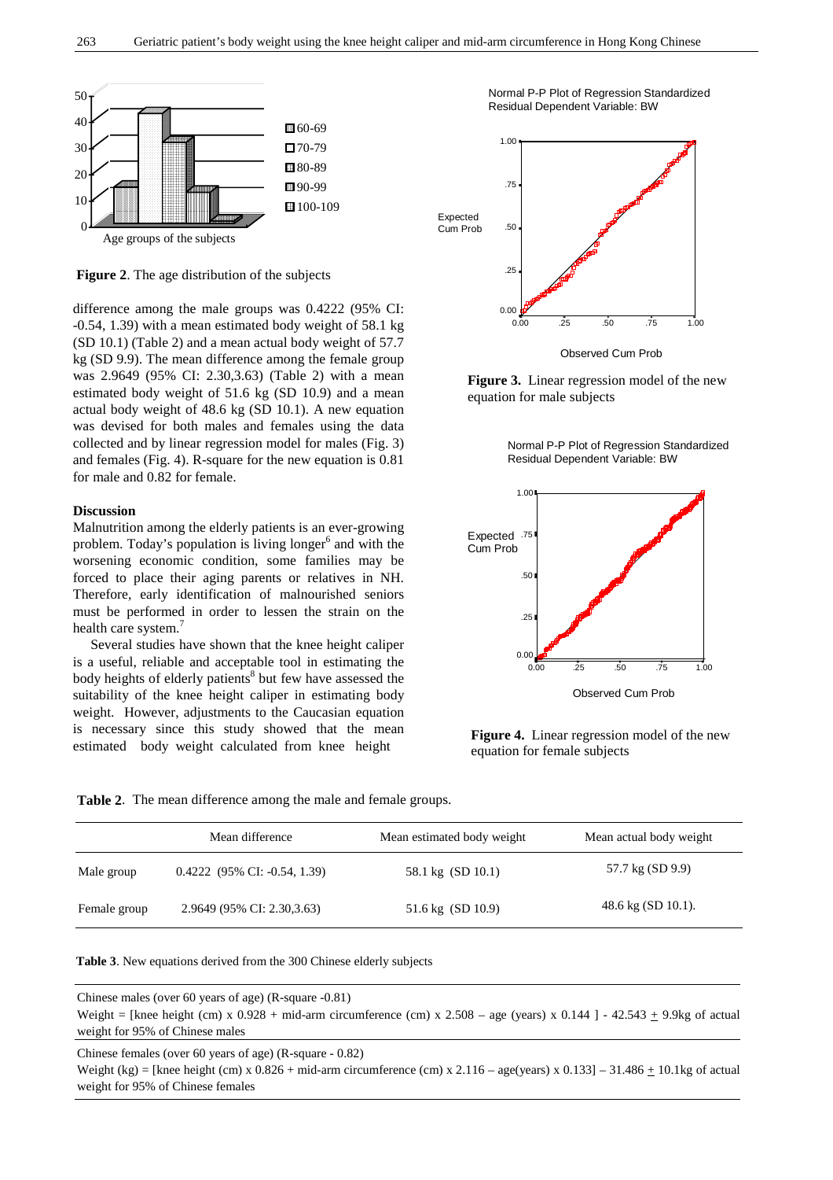**Figure 2**. The age distribution of the subjects

difference among the male groups was 0.4222 (95% CI: -0.54, 1.39) with a mean estimated body weight of 58.1 kg (SD 10.1) (Table 2) and a mean actual body weight of 57.7 kg (SD 9.9). The mean difference among the female group was 2.9649 (95% CI: 2.30,3.63) (Table 2) with a mean estimated body weight of 51.6 kg (SD 10.9) and a mean actual body weight of 48.6 kg (SD 10.1). A new equation was devised for both males and females using the data collected and by linear regression model for males (Fig. 3) and females (Fig. 4). R-square for the new equation is 0.81 for male and 0.82 for female.

## Discussion

Malnutrition among the elderly patients is an ever-growing problem. Today's population is living longer[6] and with the worsening economic condition, some families may be forced to place their aging parents or relatives in NH. Therefore, early identification of malnourished seniors must be performed in order to lessen the strain on the health care system.[7]

Several studies have shown that the knee height caliper is a useful, reliable and acceptable tool in estimating the body heights of elderly patients[8] but few have assessed the suitability of the knee height caliper in estimating body weight. However, adjustments to the Caucasian equation is necessary since this study showed that the mean estimated body weight calculated from knee height

**Figure 3.** Linear regression model of the new equation for male subjects

**Figure 4.** Linear regression model of the new equation for female subjects

**Table 2**. The mean difference among the male and female groups.

| | Mean difference | Mean estimated body weight | Mean actual body weight |
|---|---|---|---|
| Male group | 0.4222 (95% CI: -0.54, 1.39) | 58.1 kg (SD 10.1) | 57.7 kg (SD 9.9) |
| Female group | 2.9649 (95% CI: 2.30,3.63) | 51.6 kg (SD 10.9) | 48.6 kg (SD 10.1). |

**Table 3**. New equations derived from the 300 Chinese elderly subjects

| |
|---|
| Chinese males (over 60 years of age) (R-square -0.81)<br>Weight = [knee height (cm) x 0.928 + mid-arm circumference (cm) x 2.508 – age (years) x 0.144 ] - 42.543 $\pm$ 9.9kg of actual weight for 95% of Chinese males |
| Chinese females (over 60 years of age) (R-square - 0.82)<br>Weight (kg) = [knee height (cm) x 0.826 + mid-arm circumference (cm) x 2.116 – age(years) x 0.133] – 31.486 $\pm$ 10.1kg of actual weight for 95% of Chinese females |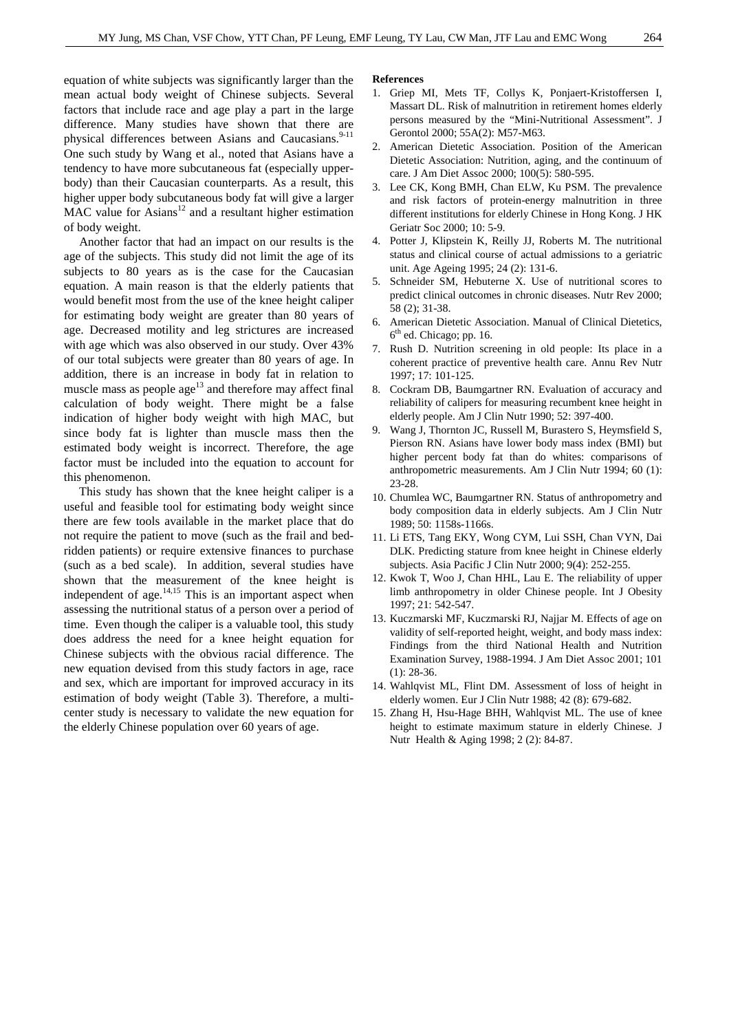equation of white subjects was significantly larger than the mean actual body weight of Chinese subjects. Several factors that include race and age play a part in the large difference. Many studies have shown that there are physical differences between Asians and Caucasians.[9-11] One such study by Wang et al., noted that Asians have a tendency to have more subcutaneous fat (especially upper-body) than their Caucasian counterparts. As a result, this higher upper body subcutaneous body fat will give a larger MAC value for Asians[12] and a resultant higher estimation of body weight.

Another factor that had an impact on our results is the age of the subjects. This study did not limit the age of its subjects to 80 years as is the case for the Caucasian equation. A main reason is that the elderly patients that would benefit most from the use of the knee height caliper for estimating body weight are greater than 80 years of age. Decreased motility and leg strictures are increased with age which was also observed in our study. Over 43% of our total subjects were greater than 80 years of age. In addition, there is an increase in body fat in relation to muscle mass as people age[13] and therefore may affect final calculation of body weight. There might be a false indication of higher body weight with high MAC, but since body fat is lighter than muscle mass then the estimated body weight is incorrect. Therefore, the age factor must be included into the equation to account for this phenomenon.

This study has shown that the knee height caliper is a useful and feasible tool for estimating body weight since there are few tools available in the market place that do not require the patient to move (such as the frail and bed-ridden patients) or require extensive finances to purchase (such as a bed scale). In addition, several studies have shown that the measurement of the knee height is independent of age.[14,15] This is an important aspect when assessing the nutritional status of a person over a period of time. Even though the caliper is a valuable tool, this study does address the need for a knee height equation for Chinese subjects with the obvious racial difference. The new equation devised from this study factors in age, race and sex, which are important for improved accuracy in its estimation of body weight (Table 3). Therefore, a multi-center study is necessary to validate the new equation for the elderly Chinese population over 60 years of age.

**References**

1. Griep MI, Mets TF, Collys K, Ponjaert-Kristoffersen I, Massart DL. Risk of malnutrition in retirement homes elderly persons measured by the "Mini-Nutritional Assessment". J Gerontol 2000; 55A(2): M57-M63.
2. American Dietetic Association. Position of the American Dietetic Association: Nutrition, aging, and the continuum of care. J Am Diet Assoc 2000; 100(5): 580-595.
3. Lee CK, Kong BMH, Chan ELW, Ku PSM. The prevalence and risk factors of protein-energy malnutrition in three different institutions for elderly Chinese in Hong Kong. J HK Geriatr Soc 2000; 10: 5-9.
4. Potter J, Klipstein K, Reilly JJ, Roberts M. The nutritional status and clinical course of actual admissions to a geriatric unit. Age Ageing 1995; 24 (2): 131-6.
5. Schneider SM, Hebuterne X. Use of nutritional scores to predict clinical outcomes in chronic diseases. Nutr Rev 2000; 58 (2); 31-38.
6. American Dietetic Association. Manual of Clinical Dietetics, 6th ed. Chicago; pp. 16.
7. Rush D. Nutrition screening in old people: Its place in a coherent practice of preventive health care. Annu Rev Nutr 1997; 17: 101-125.
8. Cockram DB, Baumgartner RN. Evaluation of accuracy and reliability of calipers for measuring recumbent knee height in elderly people. Am J Clin Nutr 1990; 52: 397-400.
9. Wang J, Thornton JC, Russell M, Burastero S, Heymsfield S, Pierson RN. Asians have lower body mass index (BMI) but higher percent body fat than do whites: comparisons of anthropometric measurements. Am J Clin Nutr 1994; 60 (1): 23-28.
10. Chumlea WC, Baumgartner RN. Status of anthropometry and body composition data in elderly subjects. Am J Clin Nutr 1989; 50: 1158s-1166s.
11. Li ETS, Tang EKY, Wong CYM, Lui SSH, Chan VYN, Dai DLK. Predicting stature from knee height in Chinese elderly subjects. Asia Pacific J Clin Nutr 2000; 9(4): 252-255.
12. Kwok T, Woo J, Chan HHL, Lau E. The reliability of upper limb anthropometry in older Chinese people. Int J Obesity 1997; 21: 542-547.
13. Kuczmarski MF, Kuczmarski RJ, Najjar M. Effects of age on validity of self-reported height, weight, and body mass index: Findings from the third National Health and Nutrition Examination Survey, 1988-1994. J Am Diet Assoc 2001; 101 (1): 28-36.
14. Wahlqvist ML, Flint DM. Assessment of loss of height in elderly women. Eur J Clin Nutr 1988; 42 (8): 679-682.
15. Zhang H, Hsu-Hage BHH, Wahlqvist ML. The use of knee height to estimate maximum stature in elderly Chinese. J Nutr Health & Aging 1998; 2 (2): 84-87.